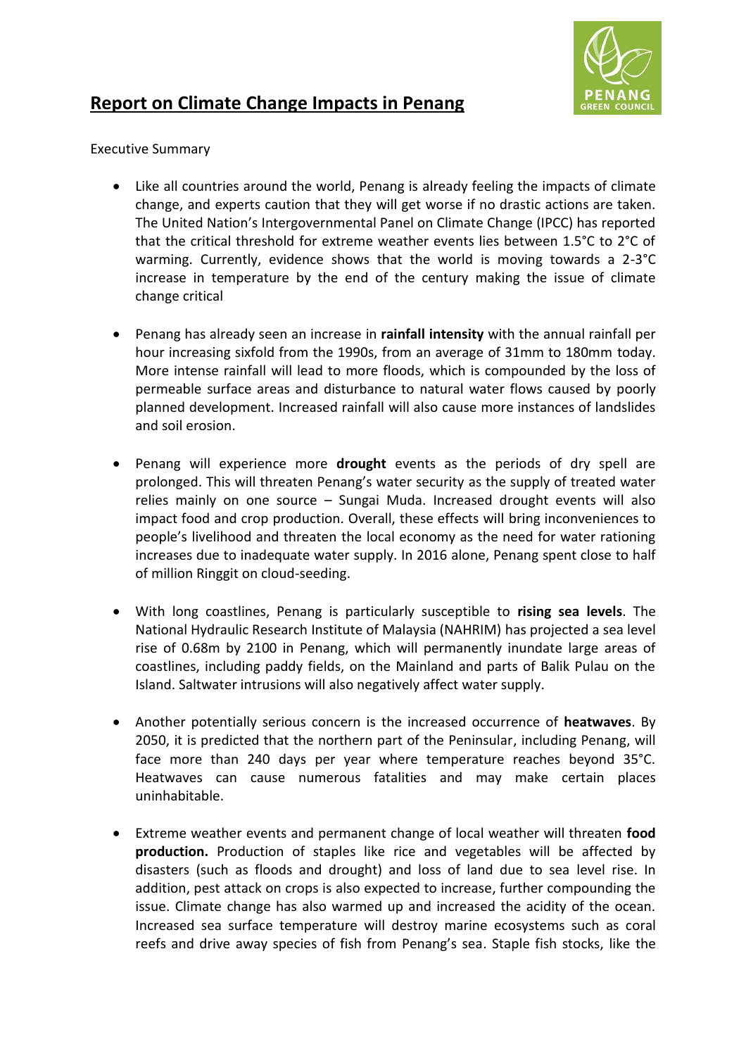# Report on Climate Change Impacts in Penang

Executive Summary

- Like all countries around the world, Penang is already feeling the impacts of climate change, and experts caution that they will get worse if no drastic actions are taken. The United Nation's Intergovernmental Panel on Climate Change (IPCC) has reported that the critical threshold for extreme weather events lies between 1.5°C to 2°C of warming. Currently, evidence shows that the world is moving towards a 2-3°C increase in temperature by the end of the century making the issue of climate change critical

- Penang has already seen an increase in **rainfall intensity** with the annual rainfall per hour increasing sixfold from the 1990s, from an average of 31mm to 180mm today. More intense rainfall will lead to more floods, which is compounded by the loss of permeable surface areas and disturbance to natural water flows caused by poorly planned development. Increased rainfall will also cause more instances of landslides and soil erosion.

- Penang will experience more **drought** events as the periods of dry spell are prolonged. This will threaten Penang's water security as the supply of treated water relies mainly on one source – Sungai Muda. Increased drought events will also impact food and crop production. Overall, these effects will bring inconveniences to people's livelihood and threaten the local economy as the need for water rationing increases due to inadequate water supply. In 2016 alone, Penang spent close to half of million Ringgit on cloud-seeding.

- With long coastlines, Penang is particularly susceptible to **rising sea levels**. The National Hydraulic Research Institute of Malaysia (NAHRIM) has projected a sea level rise of 0.68m by 2100 in Penang, which will permanently inundate large areas of coastlines, including paddy fields, on the Mainland and parts of Balik Pulau on the Island. Saltwater intrusions will also negatively affect water supply.

- Another potentially serious concern is the increased occurrence of **heatwaves**. By 2050, it is predicted that the northern part of the Peninsular, including Penang, will face more than 240 days per year where temperature reaches beyond 35°C. Heatwaves can cause numerous fatalities and may make certain places uninhabitable.

- Extreme weather events and permanent change of local weather will threaten **food production.** Production of staples like rice and vegetables will be affected by disasters (such as floods and drought) and loss of land due to sea level rise. In addition, pest attack on crops is also expected to increase, further compounding the issue. Climate change has also warmed up and increased the acidity of the ocean. Increased sea surface temperature will destroy marine ecosystems such as coral reefs and drive away species of fish from Penang's sea. Staple fish stocks, like the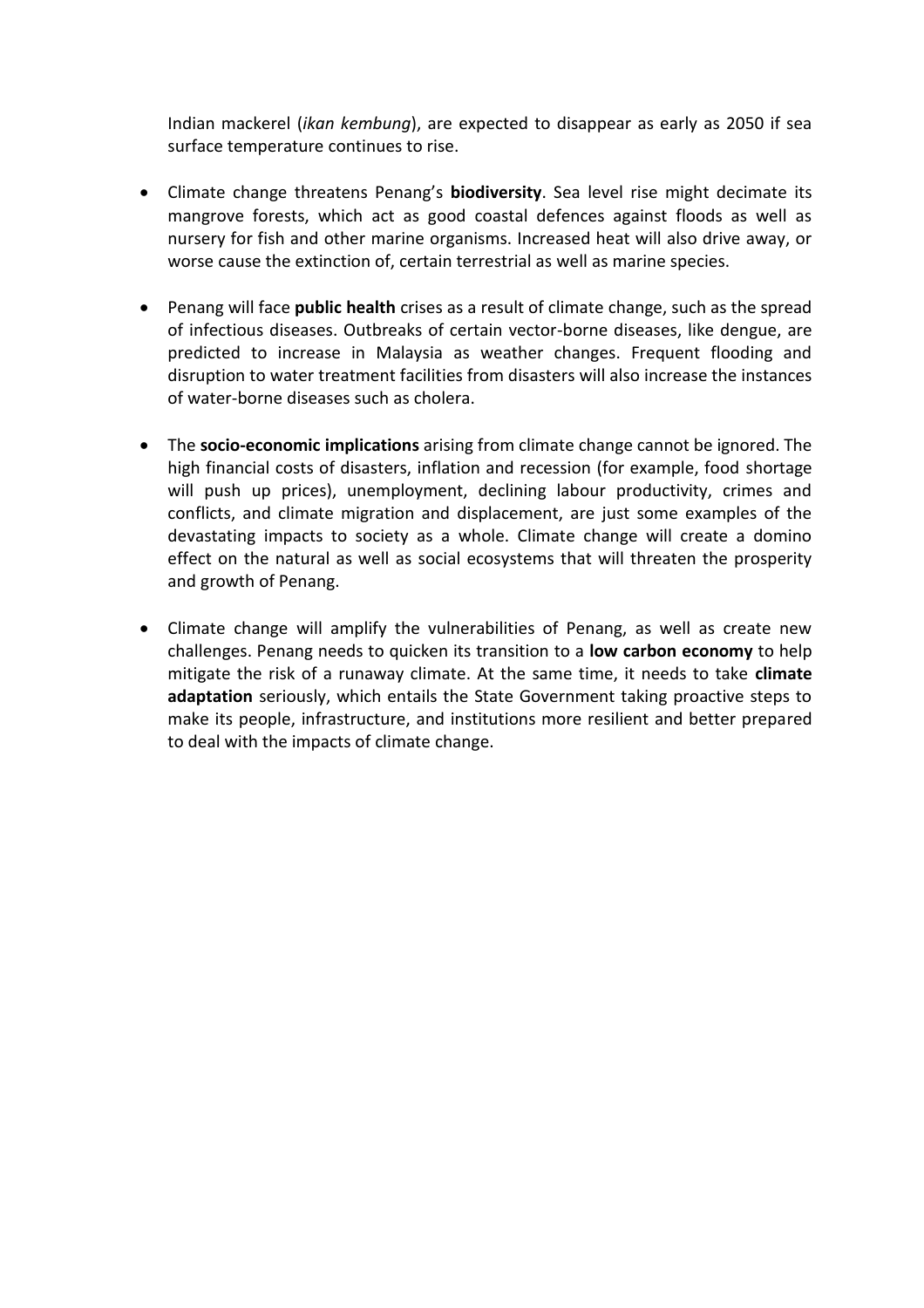Indian mackerel (*ikan kembung*), are expected to disappear as early as 2050 if sea surface temperature continues to rise.

- Climate change threatens Penang's **biodiversity**. Sea level rise might decimate its mangrove forests, which act as good coastal defences against floods as well as nursery for fish and other marine organisms. Increased heat will also drive away, or worse cause the extinction of, certain terrestrial as well as marine species.

- Penang will face **public health** crises as a result of climate change, such as the spread of infectious diseases. Outbreaks of certain vector-borne diseases, like dengue, are predicted to increase in Malaysia as weather changes. Frequent flooding and disruption to water treatment facilities from disasters will also increase the instances of water-borne diseases such as cholera.

- The **socio-economic implications** arising from climate change cannot be ignored. The high financial costs of disasters, inflation and recession (for example, food shortage will push up prices), unemployment, declining labour productivity, crimes and conflicts, and climate migration and displacement, are just some examples of the devastating impacts to society as a whole. Climate change will create a domino effect on the natural as well as social ecosystems that will threaten the prosperity and growth of Penang.

- Climate change will amplify the vulnerabilities of Penang, as well as create new challenges. Penang needs to quicken its transition to a **low carbon economy** to help mitigate the risk of a runaway climate. At the same time, it needs to take **climate adaptation** seriously, which entails the State Government taking proactive steps to make its people, infrastructure, and institutions more resilient and better prepared to deal with the impacts of climate change.